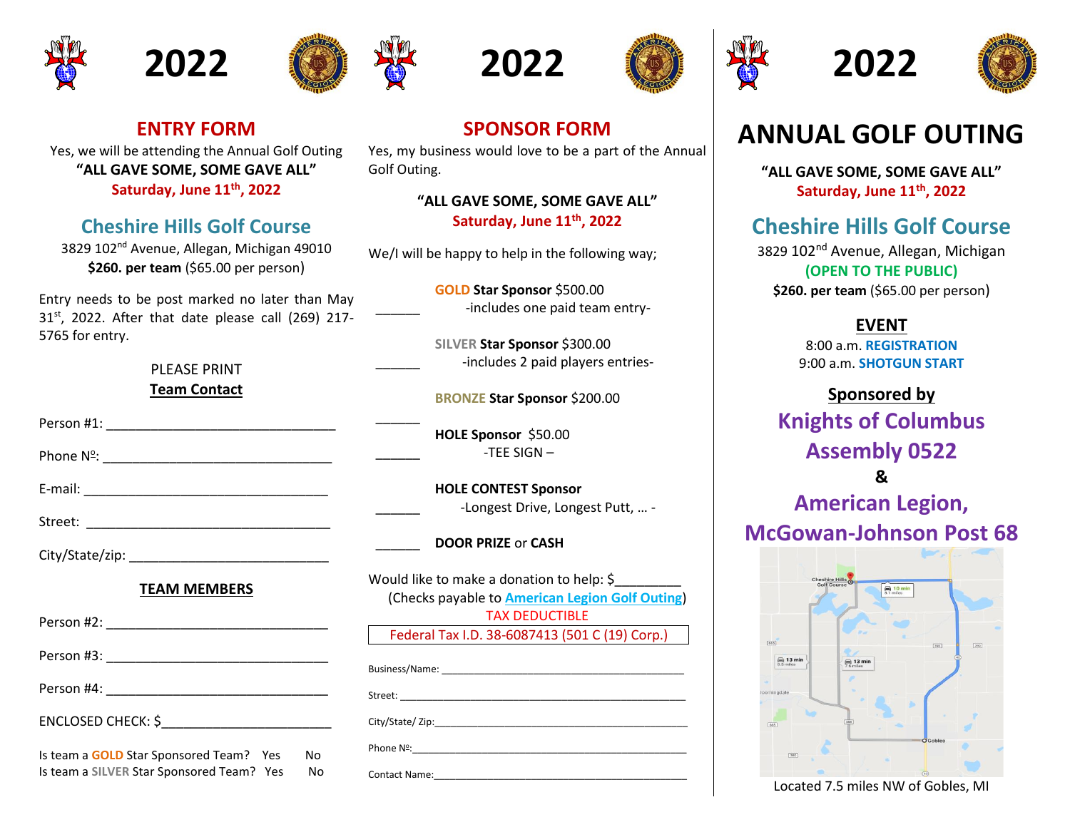2022

## ENTRY FORM

Yes, we will be attending the Annual Golf Outing

**"ALL GAVE SOME, SOME GAVE ALL"**

**Saturday, June 11th, 2022**

## Cheshire Hills Golf Course

3829 102nd Avenue, Allegan, Michigan 49010

**$260. per team** ($65.00 per person)

Entry needs to be post marked no later than May 31st, 2022. After that date please call (269) 217-5765 for entry.

PLEASE PRINT

**Team Contact**

Person #1: ______________________________

Phone №: ______________________________

E-mail: ______________________________

Street: ______________________________

City/State/zip: __________________________

**TEAM MEMBERS**

Person #2: ______________________________

Person #3: ______________________________

Person #4: ______________________________

ENCLOSED CHECK: $______________________

Is team a **GOLD** Star Sponsored Team? Yes No

Is team a **SILVER** Star Sponsored Team? Yes No

2022

## SPONSOR FORM

Yes, my business would love to be a part of the Annual Golf Outing.

**"ALL GAVE SOME, SOME GAVE ALL"**

**Saturday, June 11th, 2022**

We/I will be happy to help in the following way;

______ **GOLD Star Sponsor** $500.00
-includes one paid team entry-

______ **SILVER Star Sponsor** $300.00
-includes 2 paid players entries-

______ **BRONZE Star Sponsor** $200.00

______ **HOLE Sponsor** $50.00
-TEE SIGN –

______ **HOLE CONTEST Sponsor**
-Longest Drive, Longest Putt, … -

______ **DOOR PRIZE** or **CASH**

Would like to make a donation to help: $_________

(Checks payable to American Legion Golf Outing)

TAX DEDUCTIBLE

Federal Tax I.D. 38-6087413 (501 C (19) Corp.)

Business/Name: ______________________________

Street: ______________________________

City/State/ Zip: ______________________________

Phone №: ______________________________

Contact Name: ______________________________

2022

# ANNUAL GOLF OUTING

**"ALL GAVE SOME, SOME GAVE ALL"**

**Saturday, June 11th, 2022**

## Cheshire Hills Golf Course

3829 102nd Avenue, Allegan, Michigan

**(OPEN TO THE PUBLIC)**

**$260. per team** ($65.00 per person)

**EVENT**

8:00 a.m. **REGISTRATION**

9:00 a.m. **SHOTGUN START**

**Sponsored by**

**Knights of Columbus Assembly 0522**

**&**

**American Legion, McGowan-Johnson Post 68**

Cheshire Hills Golf Course

10 min
9.1 miles

13 min
8.8 miles

13 min
7.6 miles

Bloomingdale

Gobles

Located 7.5 miles NW of Gobles, MI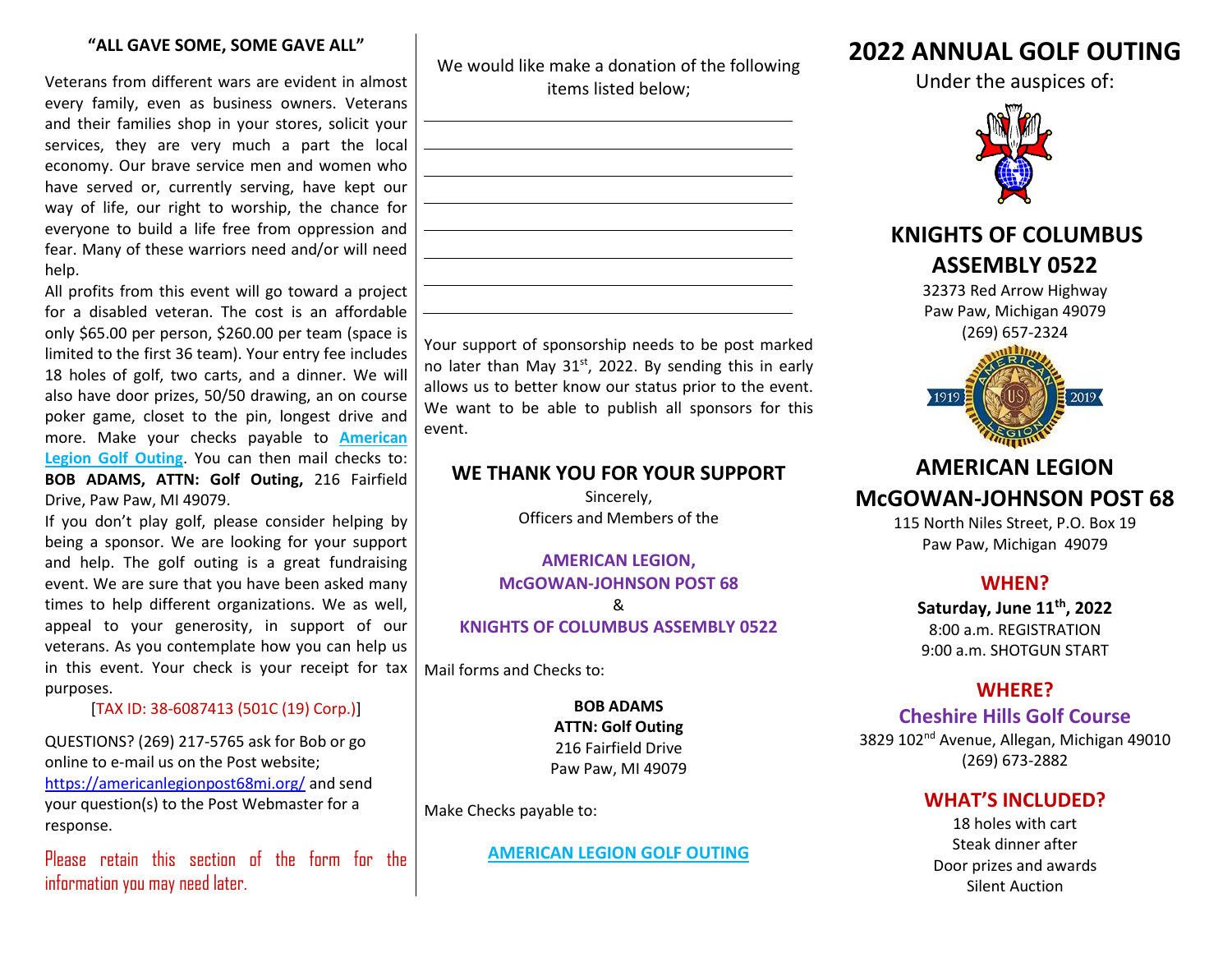### "ALL GAVE SOME, SOME GAVE ALL"

Veterans from different wars are evident in almost every family, even as business owners. Veterans and their families shop in your stores, solicit your services, they are very much a part the local economy. Our brave service men and women who have served or, currently serving, have kept our way of life, our right to worship, the chance for everyone to build a life free from oppression and fear. Many of these warriors need and/or will need help.

All profits from this event will go toward a project for a disabled veteran. The cost is an affordable only $65.00 per person, $260.00 per team (space is limited to the first 36 team). Your entry fee includes 18 holes of golf, two carts, and a dinner. We will also have door prizes, 50/50 drawing, an on course poker game, closet to the pin, longest drive and more. Make your checks payable to **American Legion Golf Outing**. You can then mail checks to: **BOB ADAMS, ATTN: Golf Outing,** 216 Fairfield Drive, Paw Paw, MI 49079.

If you don't play golf, please consider helping by being a sponsor. We are looking for your support and help. The golf outing is a great fundraising event. We are sure that you have been asked many times to help different organizations. We as well, appeal to your generosity, in support of our veterans. As you contemplate how you can help us in this event. Your check is your receipt for tax purposes.

[TAX ID: 38-6087413 (501C (19) Corp.)]

QUESTIONS? (269) 217-5765 ask for Bob or go online to e-mail us on the Post website; https://americanlegionpost68mi.org/ and send your question(s) to the Post Webmaster for a response.

Please retain this section of the form for the information you may need later.

We would like make a donation of the following items listed below;

\_\_\_\_\_\_\_\_\_\_\_\_\_\_\_\_\_\_\_\_\_\_\_\_\_\_\_\_\_\_\_\_\_\_\_\_\_\_\_\_

\_\_\_\_\_\_\_\_\_\_\_\_\_\_\_\_\_\_\_\_\_\_\_\_\_\_\_\_\_\_\_\_\_\_\_\_\_\_\_\_

\_\_\_\_\_\_\_\_\_\_\_\_\_\_\_\_\_\_\_\_\_\_\_\_\_\_\_\_\_\_\_\_\_\_\_\_\_\_\_\_

\_\_\_\_\_\_\_\_\_\_\_\_\_\_\_\_\_\_\_\_\_\_\_\_\_\_\_\_\_\_\_\_\_\_\_\_\_\_\_\_

\_\_\_\_\_\_\_\_\_\_\_\_\_\_\_\_\_\_\_\_\_\_\_\_\_\_\_\_\_\_\_\_\_\_\_\_\_\_\_\_

\_\_\_\_\_\_\_\_\_\_\_\_\_\_\_\_\_\_\_\_\_\_\_\_\_\_\_\_\_\_\_\_\_\_\_\_\_\_\_\_

\_\_\_\_\_\_\_\_\_\_\_\_\_\_\_\_\_\_\_\_\_\_\_\_\_\_\_\_\_\_\_\_\_\_\_\_\_\_\_\_

\_\_\_\_\_\_\_\_\_\_\_\_\_\_\_\_\_\_\_\_\_\_\_\_\_\_\_\_\_\_\_\_\_\_\_\_\_\_\_\_

Your support of sponsorship needs to be post marked no later than May 31st, 2022. By sending this in early allows us to better know our status prior to the event. We want to be able to publish all sponsors for this event.

### WE THANK YOU FOR YOUR SUPPORT

Sincerely,
Officers and Members of the

**AMERICAN LEGION,**
**McGOWAN-JOHNSON POST 68**
&
**KNIGHTS OF COLUMBUS ASSEMBLY 0522**

Mail forms and Checks to:

**BOB ADAMS**
**ATTN: Golf Outing**
216 Fairfield Drive
Paw Paw, MI 49079

Make Checks payable to:

**AMERICAN LEGION GOLF OUTING**

# 2022 ANNUAL GOLF OUTING

Under the auspices of:

## KNIGHTS OF COLUMBUS ASSEMBLY 0522

32373 Red Arrow Highway
Paw Paw, Michigan 49079
(269) 657-2324

1919 2019

## AMERICAN LEGION McGOWAN-JOHNSON POST 68

115 North Niles Street, P.O. Box 19
Paw Paw, Michigan 49079

### WHEN?

**Saturday, June 11th, 2022**
8:00 a.m. REGISTRATION
9:00 a.m. SHOTGUN START

### WHERE?

**Cheshire Hills Golf Course**
3829 102nd Avenue, Allegan, Michigan 49010
(269) 673-2882

### WHAT'S INCLUDED?

18 holes with cart
Steak dinner after
Door prizes and awards
Silent Auction